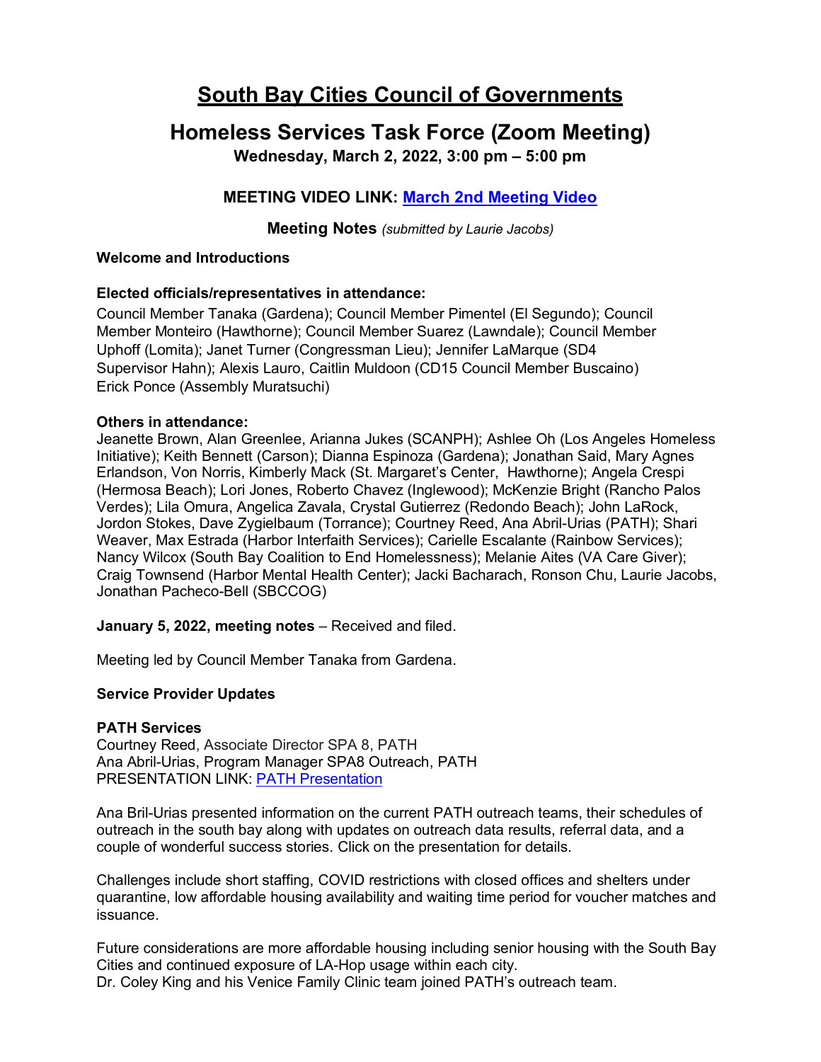# South Bay Cities Council of Governments

## Homeless Services Task Force (Zoom Meeting)

**Wednesday, March 2, 2022, 3:00 pm – 5:00 pm**

**MEETING VIDEO LINK: [March 2nd Meeting Video]()**

**Meeting Notes** *(submitted by Laurie Jacobs)*

**Welcome and Introductions**

**Elected officials/representatives in attendance:**
Council Member Tanaka (Gardena); Council Member Pimentel (El Segundo); Council Member Monteiro (Hawthorne); Council Member Suarez (Lawndale); Council Member Uphoff (Lomita); Janet Turner (Congressman Lieu); Jennifer LaMarque (SD4 Supervisor Hahn); Alexis Lauro, Caitlin Muldoon (CD15 Council Member Buscaino) Erick Ponce (Assembly Muratsuchi)

**Others in attendance:**
Jeanette Brown, Alan Greenlee, Arianna Jukes (SCANPH); Ashlee Oh (Los Angeles Homeless Initiative); Keith Bennett (Carson); Dianna Espinoza (Gardena); Jonathan Said, Mary Agnes Erlandson, Von Norris, Kimberly Mack (St. Margaret's Center, Hawthorne); Angela Crespi (Hermosa Beach); Lori Jones, Roberto Chavez (Inglewood); McKenzie Bright (Rancho Palos Verdes); Lila Omura, Angelica Zavala, Crystal Gutierrez (Redondo Beach); John LaRock, Jordon Stokes, Dave Zygielbaum (Torrance); Courtney Reed, Ana Abril-Urias (PATH); Shari Weaver, Max Estrada (Harbor Interfaith Services); Carielle Escalante (Rainbow Services); Nancy Wilcox (South Bay Coalition to End Homelessness); Melanie Aites (VA Care Giver); Craig Townsend (Harbor Mental Health Center); Jacki Bacharach, Ronson Chu, Laurie Jacobs, Jonathan Pacheco-Bell (SBCCOG)

**January 5, 2022, meeting notes** – Received and filed.

Meeting led by Council Member Tanaka from Gardena.

**Service Provider Updates**

**PATH Services**
Courtney Reed, Associate Director SPA 8, PATH
Ana Abril-Urias, Program Manager SPA8 Outreach, PATH
PRESENTATION LINK: [PATH Presentation]()

Ana Bril-Urias presented information on the current PATH outreach teams, their schedules of outreach in the south bay along with updates on outreach data results, referral data, and a couple of wonderful success stories. Click on the presentation for details.

Challenges include short staffing, COVID restrictions with closed offices and shelters under quarantine, low affordable housing availability and waiting time period for voucher matches and issuance.

Future considerations are more affordable housing including senior housing with the South Bay Cities and continued exposure of LA-Hop usage within each city.
Dr. Coley King and his Venice Family Clinic team joined PATH's outreach team.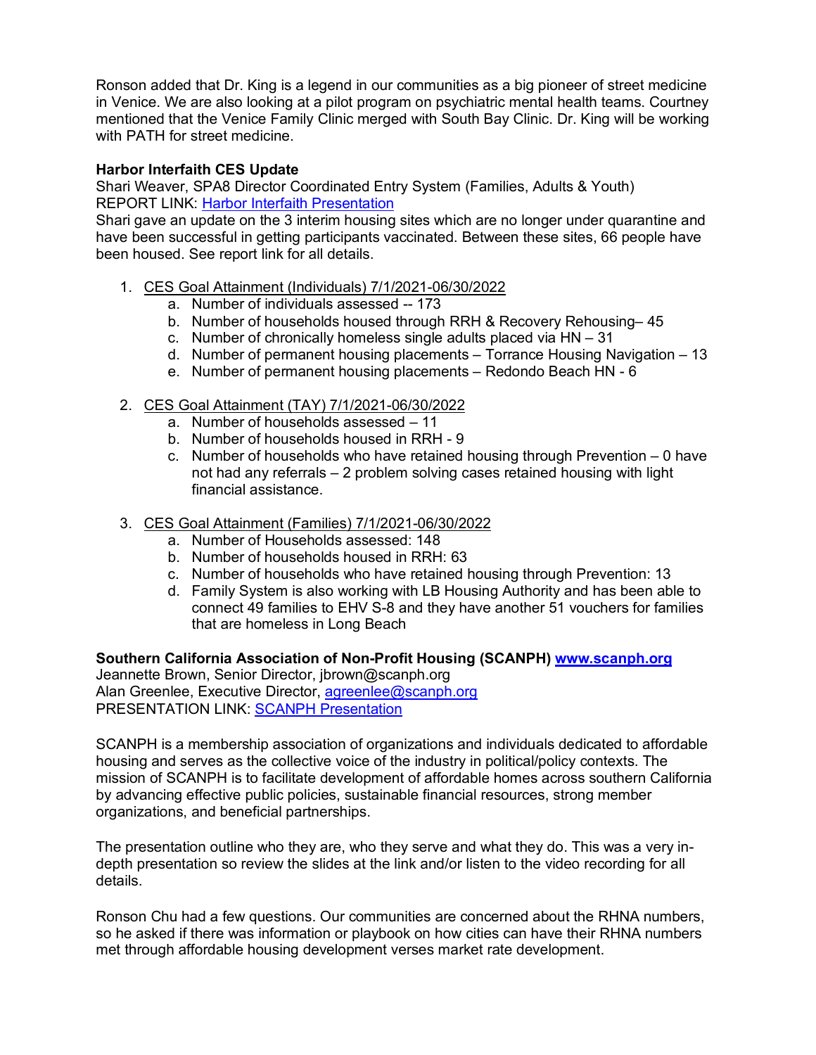Ronson added that Dr. King is a legend in our communities as a big pioneer of street medicine in Venice. We are also looking at a pilot program on psychiatric mental health teams. Courtney mentioned that the Venice Family Clinic merged with South Bay Clinic. Dr. King will be working with PATH for street medicine.

**Harbor Interfaith CES Update**
Shari Weaver, SPA8 Director Coordinated Entry System (Families, Adults & Youth)
REPORT LINK: [Harbor Interfaith Presentation]()
Shari gave an update on the 3 interim housing sites which are no longer under quarantine and have been successful in getting participants vaccinated. Between these sites, 66 people have been housed. See report link for all details.

1. CES Goal Attainment (Individuals) 7/1/2021-06/30/2022
   a. Number of individuals assessed -- 173
   b. Number of households housed through RRH & Recovery Rehousing– 45
   c. Number of chronically homeless single adults placed via HN – 31
   d. Number of permanent housing placements – Torrance Housing Navigation – 13
   e. Number of permanent housing placements – Redondo Beach HN - 6

2. CES Goal Attainment (TAY) 7/1/2021-06/30/2022
   a. Number of households assessed – 11
   b. Number of households housed in RRH - 9
   c. Number of households who have retained housing through Prevention – 0 have not had any referrals – 2 problem solving cases retained housing with light financial assistance.

3. CES Goal Attainment (Families) 7/1/2021-06/30/2022
   a. Number of Households assessed: 148
   b. Number of households housed in RRH: 63
   c. Number of households who have retained housing through Prevention: 13
   d. Family System is also working with LB Housing Authority and has been able to connect 49 families to EHV S-8 and they have another 51 vouchers for families that are homeless in Long Beach

**Southern California Association of Non-Profit Housing (SCANPH) [www.scanph.org](http://www.scanph.org)**
Jeannette Brown, Senior Director, jbrown@scanph.org
Alan Greenlee, Executive Director, [agreenlee@scanph.org](mailto:agreenlee@scanph.org)
PRESENTATION LINK: [SCANPH Presentation]()

SCANPH is a membership association of organizations and individuals dedicated to affordable housing and serves as the collective voice of the industry in political/policy contexts. The mission of SCANPH is to facilitate development of affordable homes across southern California by advancing effective public policies, sustainable financial resources, strong member organizations, and beneficial partnerships.

The presentation outline who they are, who they serve and what they do. This was a very in-depth presentation so review the slides at the link and/or listen to the video recording for all details.

Ronson Chu had a few questions. Our communities are concerned about the RHNA numbers, so he asked if there was information or playbook on how cities can have their RHNA numbers met through affordable housing development verses market rate development.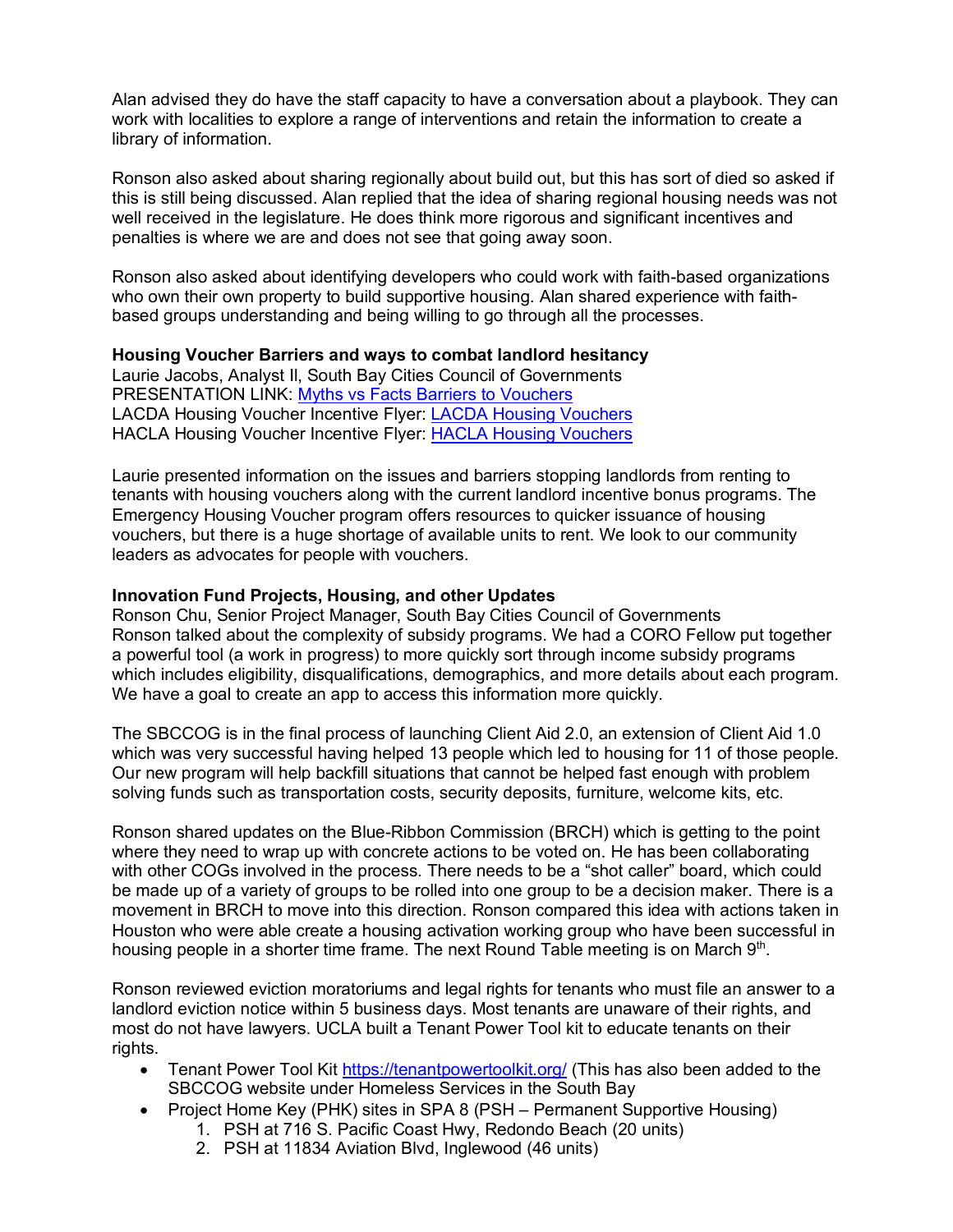Alan advised they do have the staff capacity to have a conversation about a playbook. They can work with localities to explore a range of interventions and retain the information to create a library of information.

Ronson also asked about sharing regionally about build out, but this has sort of died so asked if this is still being discussed. Alan replied that the idea of sharing regional housing needs was not well received in the legislature. He does think more rigorous and significant incentives and penalties is where we are and does not see that going away soon.

Ronson also asked about identifying developers who could work with faith-based organizations who own their own property to build supportive housing. Alan shared experience with faith-based groups understanding and being willing to go through all the processes.

**Housing Voucher Barriers and ways to combat landlord hesitancy**
Laurie Jacobs, Analyst II, South Bay Cities Council of Governments
PRESENTATION LINK: Myths vs Facts Barriers to Vouchers
LACDA Housing Voucher Incentive Flyer: LACDA Housing Vouchers
HACLA Housing Voucher Incentive Flyer: HACLA Housing Vouchers

Laurie presented information on the issues and barriers stopping landlords from renting to tenants with housing vouchers along with the current landlord incentive bonus programs. The Emergency Housing Voucher program offers resources to quicker issuance of housing vouchers, but there is a huge shortage of available units to rent. We look to our community leaders as advocates for people with vouchers.

**Innovation Fund Projects, Housing, and other Updates**
Ronson Chu, Senior Project Manager, South Bay Cities Council of Governments
Ronson talked about the complexity of subsidy programs. We had a CORO Fellow put together a powerful tool (a work in progress) to more quickly sort through income subsidy programs which includes eligibility, disqualifications, demographics, and more details about each program. We have a goal to create an app to access this information more quickly.

The SBCCOG is in the final process of launching Client Aid 2.0, an extension of Client Aid 1.0 which was very successful having helped 13 people which led to housing for 11 of those people. Our new program will help backfill situations that cannot be helped fast enough with problem solving funds such as transportation costs, security deposits, furniture, welcome kits, etc.

Ronson shared updates on the Blue-Ribbon Commission (BRCH) which is getting to the point where they need to wrap up with concrete actions to be voted on. He has been collaborating with other COGs involved in the process. There needs to be a "shot caller" board, which could be made up of a variety of groups to be rolled into one group to be a decision maker. There is a movement in BRCH to move into this direction. Ronson compared this idea with actions taken in Houston who were able create a housing activation working group who have been successful in housing people in a shorter time frame. The next Round Table meeting is on March 9th.

Ronson reviewed eviction moratoriums and legal rights for tenants who must file an answer to a landlord eviction notice within 5 business days. Most tenants are unaware of their rights, and most do not have lawyers. UCLA built a Tenant Power Tool kit to educate tenants on their rights.

- Tenant Power Tool Kit https://tenantpowertoolkit.org/ (This has also been added to the SBCCOG website under Homeless Services in the South Bay
- Project Home Key (PHK) sites in SPA 8 (PSH – Permanent Supportive Housing)
  1. PSH at 716 S. Pacific Coast Hwy, Redondo Beach (20 units)
  2. PSH at 11834 Aviation Blvd, Inglewood (46 units)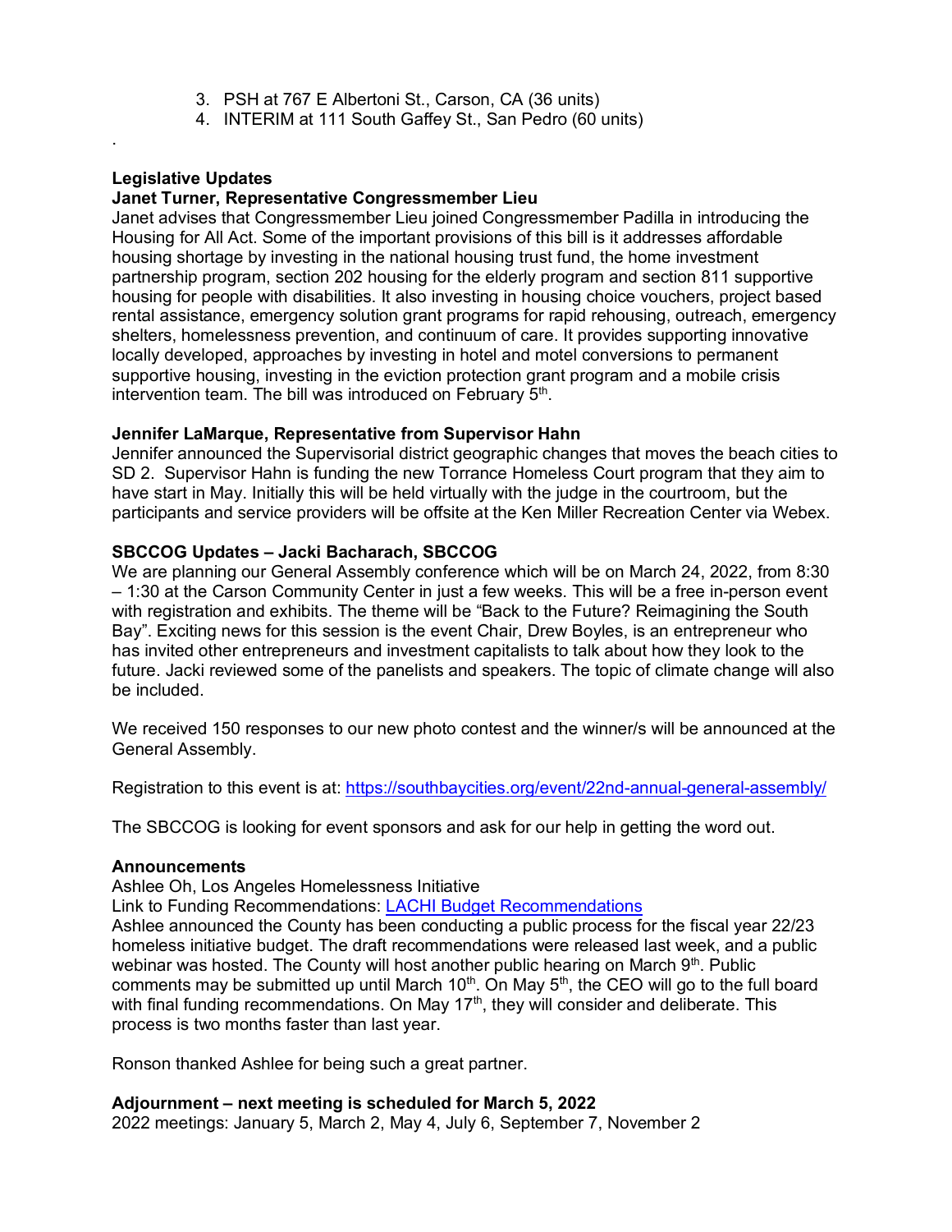3. PSH at 767 E Albertoni St., Carson, CA (36 units)
4. INTERIM at 111 South Gaffey St., San Pedro (60 units)

.

**Legislative Updates**
**Janet Turner, Representative Congressmember Lieu**
Janet advises that Congressmember Lieu joined Congressmember Padilla in introducing the Housing for All Act. Some of the important provisions of this bill is it addresses affordable housing shortage by investing in the national housing trust fund, the home investment partnership program, section 202 housing for the elderly program and section 811 supportive housing for people with disabilities. It also investing in housing choice vouchers, project based rental assistance, emergency solution grant programs for rapid rehousing, outreach, emergency shelters, homelessness prevention, and continuum of care. It provides supporting innovative locally developed, approaches by investing in hotel and motel conversions to permanent supportive housing, investing in the eviction protection grant program and a mobile crisis intervention team. The bill was introduced on February 5th.

**Jennifer LaMarque, Representative from Supervisor Hahn**
Jennifer announced the Supervisorial district geographic changes that moves the beach cities to SD 2. Supervisor Hahn is funding the new Torrance Homeless Court program that they aim to have start in May. Initially this will be held virtually with the judge in the courtroom, but the participants and service providers will be offsite at the Ken Miller Recreation Center via Webex.

**SBCCOG Updates – Jacki Bacharach, SBCCOG**
We are planning our General Assembly conference which will be on March 24, 2022, from 8:30 – 1:30 at the Carson Community Center in just a few weeks. This will be a free in-person event with registration and exhibits. The theme will be "Back to the Future? Reimagining the South Bay". Exciting news for this session is the event Chair, Drew Boyles, is an entrepreneur who has invited other entrepreneurs and investment capitalists to talk about how they look to the future. Jacki reviewed some of the panelists and speakers. The topic of climate change will also be included.

We received 150 responses to our new photo contest and the winner/s will be announced at the General Assembly.

Registration to this event is at: https://southbaycities.org/event/22nd-annual-general-assembly/

The SBCCOG is looking for event sponsors and ask for our help in getting the word out.

**Announcements**
Ashlee Oh, Los Angeles Homelessness Initiative
Link to Funding Recommendations: LACHI Budget Recommendations
Ashlee announced the County has been conducting a public process for the fiscal year 22/23 homeless initiative budget. The draft recommendations were released last week, and a public webinar was hosted. The County will host another public hearing on March 9th. Public comments may be submitted up until March 10th. On May 5th, the CEO will go to the full board with final funding recommendations. On May 17th, they will consider and deliberate. This process is two months faster than last year.

Ronson thanked Ashlee for being such a great partner.

**Adjournment – next meeting is scheduled for March 5, 2022**
2022 meetings: January 5, March 2, May 4, July 6, September 7, November 2